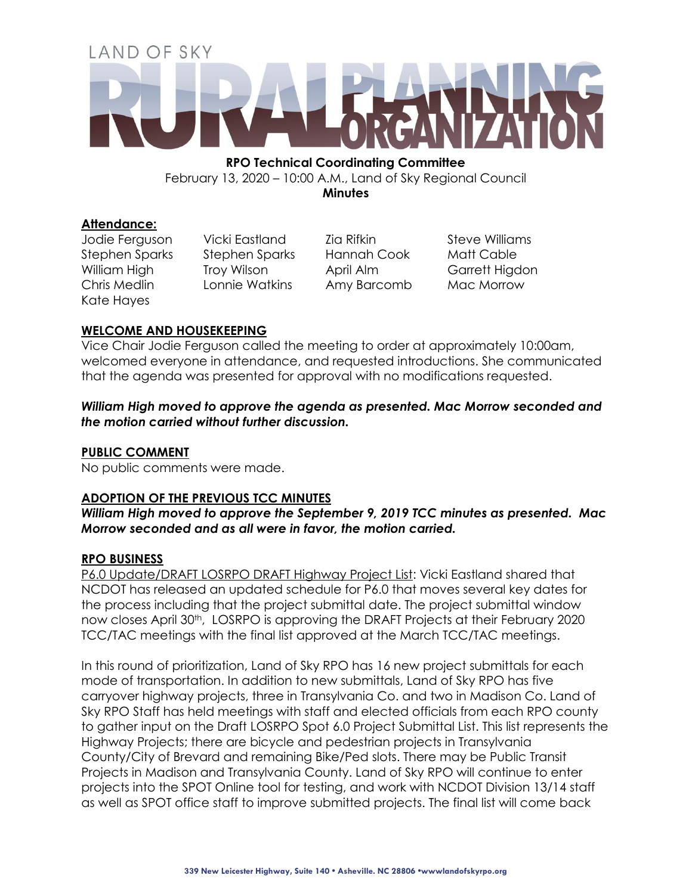# LAND OF SKY RURAL PLANNING ORGANIZATION

**RPO Technical Coordinating Committee**
February 13, 2020 – 10:00 A.M., Land of Sky Regional Council
**Minutes**

## Attendance:

| | | | |
|---|---|---|---|
| Jodie Ferguson | Vicki Eastland | Zia Rifkin | Steve Williams |
| Stephen Sparks | Stephen Sparks | Hannah Cook | Matt Cable |
| William High | Troy Wilson | April Alm | Garrett Higdon |
| Chris Medlin | Lonnie Watkins | Amy Barcomb | Mac Morrow |
| Kate Hayes | | | |

## WELCOME AND HOUSEKEEPING

Vice Chair Jodie Ferguson called the meeting to order at approximately 10:00am, welcomed everyone in attendance, and requested introductions. She communicated that the agenda was presented for approval with no modifications requested.

***William High moved to approve the agenda as presented. Mac Morrow seconded and the motion carried without further discussion.***

## PUBLIC COMMENT

No public comments were made.

## ADOPTION OF THE PREVIOUS TCC MINUTES

***William High moved to approve the September 9, 2019 TCC minutes as presented. Mac Morrow seconded and as all were in favor, the motion carried.***

## RPO BUSINESS

P6.0 Update/DRAFT LOSRPO DRAFT Highway Project List: Vicki Eastland shared that NCDOT has released an updated schedule for P6.0 that moves several key dates for the process including that the project submittal date. The project submittal window now closes April 30th, LOSRPO is approving the DRAFT Projects at their February 2020 TCC/TAC meetings with the final list approved at the March TCC/TAC meetings.

In this round of prioritization, Land of Sky RPO has 16 new project submittals for each mode of transportation. In addition to new submittals, Land of Sky RPO has five carryover highway projects, three in Transylvania Co. and two in Madison Co. Land of Sky RPO Staff has held meetings with staff and elected officials from each RPO county to gather input on the Draft LOSRPO Spot 6.0 Project Submittal List. This list represents the Highway Projects; there are bicycle and pedestrian projects in Transylvania County/City of Brevard and remaining Bike/Ped slots. There may be Public Transit Projects in Madison and Transylvania County. Land of Sky RPO will continue to enter projects into the SPOT Online tool for testing, and work with NCDOT Division 13/14 staff as well as SPOT office staff to improve submitted projects. The final list will come back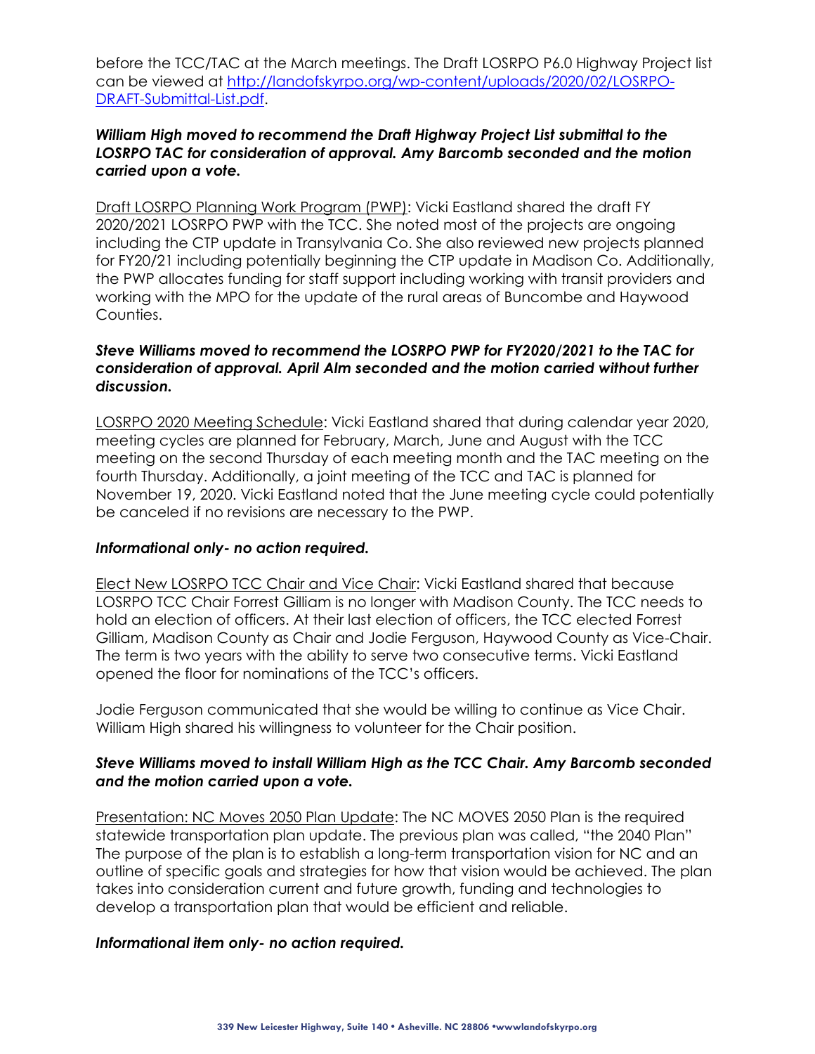before the TCC/TAC at the March meetings. The Draft LOSRPO P6.0 Highway Project list can be viewed at [http://landofskyrpo.org/wp-content/uploads/2020/02/LOSRPO-DRAFT-Submittal-List.pdf](http://landofskyrpo.org/wp-content/uploads/2020/02/LOSRPO-DRAFT-Submittal-List.pdf).

***William High moved to recommend the Draft Highway Project List submittal to the LOSRPO TAC for consideration of approval. Amy Barcomb seconded and the motion carried upon a vote.***

Draft LOSRPO Planning Work Program (PWP): Vicki Eastland shared the draft FY 2020/2021 LOSRPO PWP with the TCC. She noted most of the projects are ongoing including the CTP update in Transylvania Co. She also reviewed new projects planned for FY20/21 including potentially beginning the CTP update in Madison Co. Additionally, the PWP allocates funding for staff support including working with transit providers and working with the MPO for the update of the rural areas of Buncombe and Haywood Counties.

***Steve Williams moved to recommend the LOSRPO PWP for FY2020/2021 to the TAC for consideration of approval. April Alm seconded and the motion carried without further discussion.***

LOSRPO 2020 Meeting Schedule: Vicki Eastland shared that during calendar year 2020, meeting cycles are planned for February, March, June and August with the TCC meeting on the second Thursday of each meeting month and the TAC meeting on the fourth Thursday. Additionally, a joint meeting of the TCC and TAC is planned for November 19, 2020. Vicki Eastland noted that the June meeting cycle could potentially be canceled if no revisions are necessary to the PWP.

***Informational only- no action required.***

Elect New LOSRPO TCC Chair and Vice Chair: Vicki Eastland shared that because LOSRPO TCC Chair Forrest Gilliam is no longer with Madison County. The TCC needs to hold an election of officers. At their last election of officers, the TCC elected Forrest Gilliam, Madison County as Chair and Jodie Ferguson, Haywood County as Vice-Chair. The term is two years with the ability to serve two consecutive terms. Vicki Eastland opened the floor for nominations of the TCC's officers.

Jodie Ferguson communicated that she would be willing to continue as Vice Chair. William High shared his willingness to volunteer for the Chair position.

***Steve Williams moved to install William High as the TCC Chair. Amy Barcomb seconded and the motion carried upon a vote.***

Presentation: NC Moves 2050 Plan Update: The NC MOVES 2050 Plan is the required statewide transportation plan update. The previous plan was called, "the 2040 Plan" The purpose of the plan is to establish a long-term transportation vision for NC and an outline of specific goals and strategies for how that vision would be achieved. The plan takes into consideration current and future growth, funding and technologies to develop a transportation plan that would be efficient and reliable.

***Informational item only- no action required.***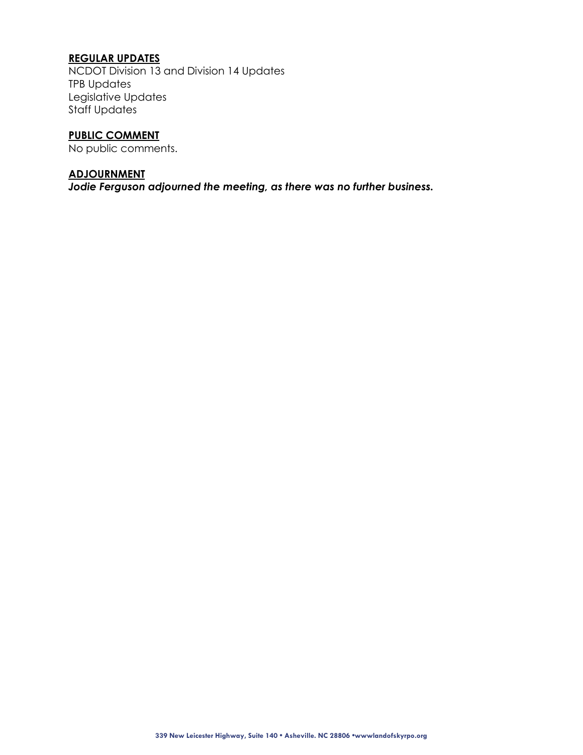**REGULAR UPDATES**

NCDOT Division 13 and Division 14 Updates
TPB Updates
Legislative Updates
Staff Updates

**PUBLIC COMMENT**

No public comments.

**ADJOURNMENT**

***Jodie Ferguson adjourned the meeting, as there was no further business.***